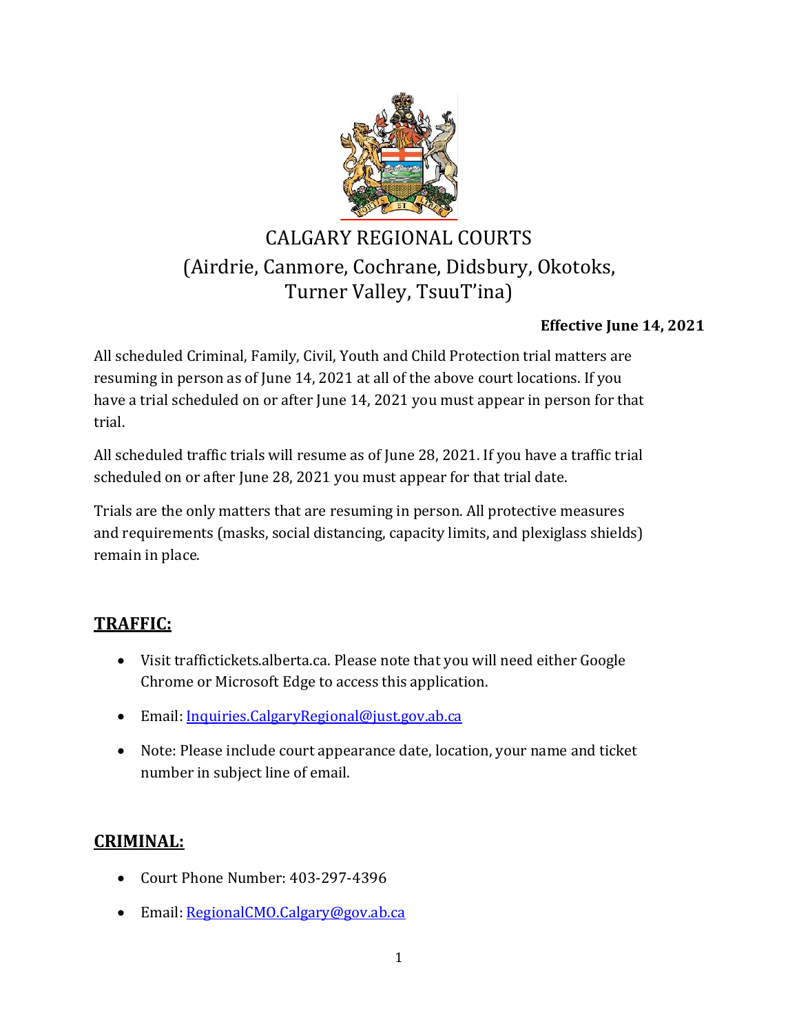# CALGARY REGIONAL COURTS
## (Airdrie, Canmore, Cochrane, Didsbury, Okotoks, Turner Valley, TsuuT'ina)

**Effective June 14, 2021**

All scheduled Criminal, Family, Civil, Youth and Child Protection trial matters are resuming in person as of June 14, 2021 at all of the above court locations. If you have a trial scheduled on or after June 14, 2021 you must appear in person for that trial.

All scheduled traffic trials will resume as of June 28, 2021. If you have a traffic trial scheduled on or after June 28, 2021 you must appear for that trial date.

Trials are the only matters that are resuming in person. All protective measures and requirements (masks, social distancing, capacity limits, and plexiglass shields) remain in place.

## TRAFFIC:

- Visit traffictickets.alberta.ca. Please note that you will need either Google Chrome or Microsoft Edge to access this application.
- Email: Inquiries.CalgaryRegional@just.gov.ab.ca
- Note: Please include court appearance date, location, your name and ticket number in subject line of email.

## CRIMINAL:

- Court Phone Number: 403-297-4396
- Email: RegionalCMO.Calgary@gov.ab.ca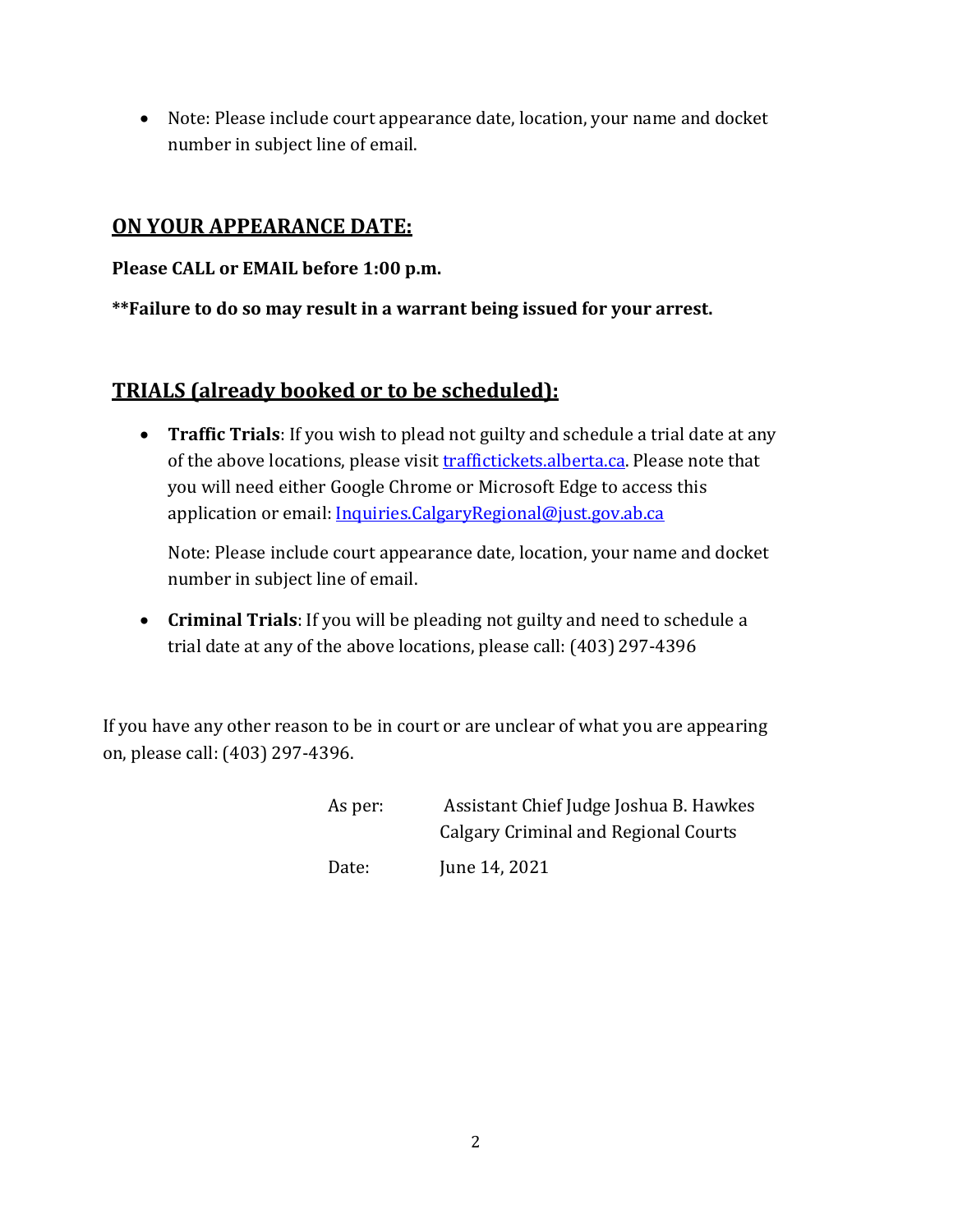- Note: Please include court appearance date, location, your name and docket number in subject line of email.

## ON YOUR APPEARANCE DATE:

**Please CALL or EMAIL before 1:00 p.m.**

****Failure to do so may result in a warrant being issued for your arrest.**

## TRIALS (already booked or to be scheduled):

- **Traffic Trials**: If you wish to plead not guilty and schedule a trial date at any of the above locations, please visit [traffictickets.alberta.ca](traffictickets.alberta.ca). Please note that you will need either Google Chrome or Microsoft Edge to access this application or email: [Inquiries.CalgaryRegional@just.gov.ab.ca](mailto:Inquiries.CalgaryRegional@just.gov.ab.ca)

  Note: Please include court appearance date, location, your name and docket number in subject line of email.

- **Criminal Trials**: If you will be pleading not guilty and need to schedule a trial date at any of the above locations, please call: (403) 297-4396

If you have any other reason to be in court or are unclear of what you are appearing on, please call: (403) 297-4396.

As per: Assistant Chief Judge Joshua B. Hawkes
Calgary Criminal and Regional Courts

Date: June 14, 2021